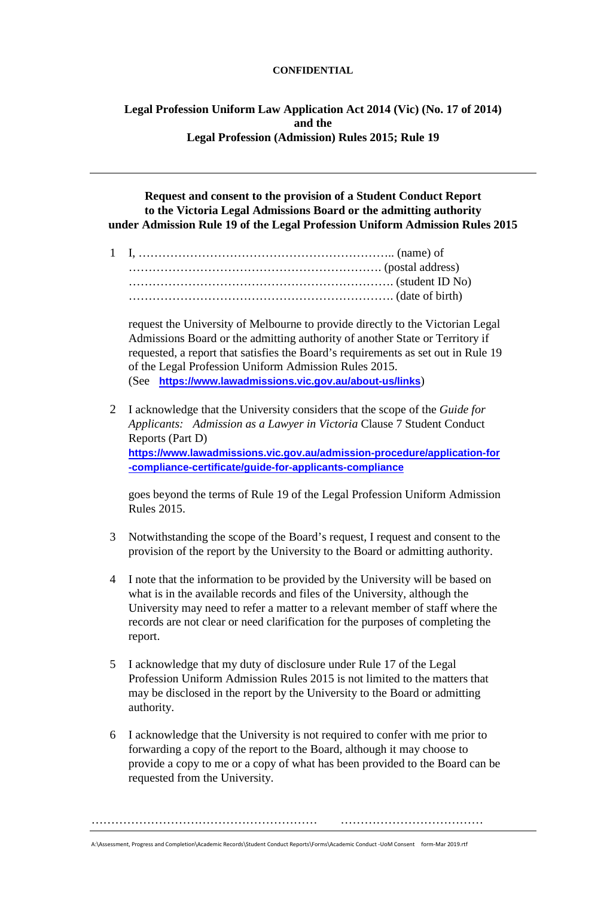**CONFIDENTIAL**

**Legal Profession Uniform Law Application Act 2014 (Vic) (No. 17 of 2014) and the Legal Profession (Admission) Rules 2015; Rule 19**

---

**Request and consent to the provision of a Student Conduct Report to the Victoria Legal Admissions Board or the admitting authority under Admission Rule 19 of the Legal Profession Uniform Admission Rules 2015**

1 I, ……………………………………………………….. (name) of
……………………………………………………… (postal address)
………………………………………………………. (student ID No)
………………………………………………………. (date of birth)

request the University of Melbourne to provide directly to the Victorian Legal Admissions Board or the admitting authority of another State or Territory if requested, a report that satisfies the Board's requirements as set out in Rule 19 of the Legal Profession Uniform Admission Rules 2015.
(See **https://www.lawadmissions.vic.gov.au/about-us/links**)

2 I acknowledge that the University considers that the scope of the *Guide for Applicants: Admission as a Lawyer in Victoria* Clause 7 Student Conduct Reports (Part D)
**https://www.lawadmissions.vic.gov.au/admission-procedure/application-for-compliance-certificate/guide-for-applicants-compliance**

goes beyond the terms of Rule 19 of the Legal Profession Uniform Admission Rules 2015.

3 Notwithstanding the scope of the Board's request, I request and consent to the provision of the report by the University to the Board or admitting authority.

4 I note that the information to be provided by the University will be based on what is in the available records and files of the University, although the University may need to refer a matter to a relevant member of staff where the records are not clear or need clarification for the purposes of completing the report.

5 I acknowledge that my duty of disclosure under Rule 17 of the Legal Profession Uniform Admission Rules 2015 is not limited to the matters that may be disclosed in the report by the University to the Board or admitting authority.

6 I acknowledge that the University is not required to confer with me prior to forwarding a copy of the report to the Board, although it may choose to provide a copy to me or a copy of what has been provided to the Board can be requested from the University.

………………………………………………… ………………………………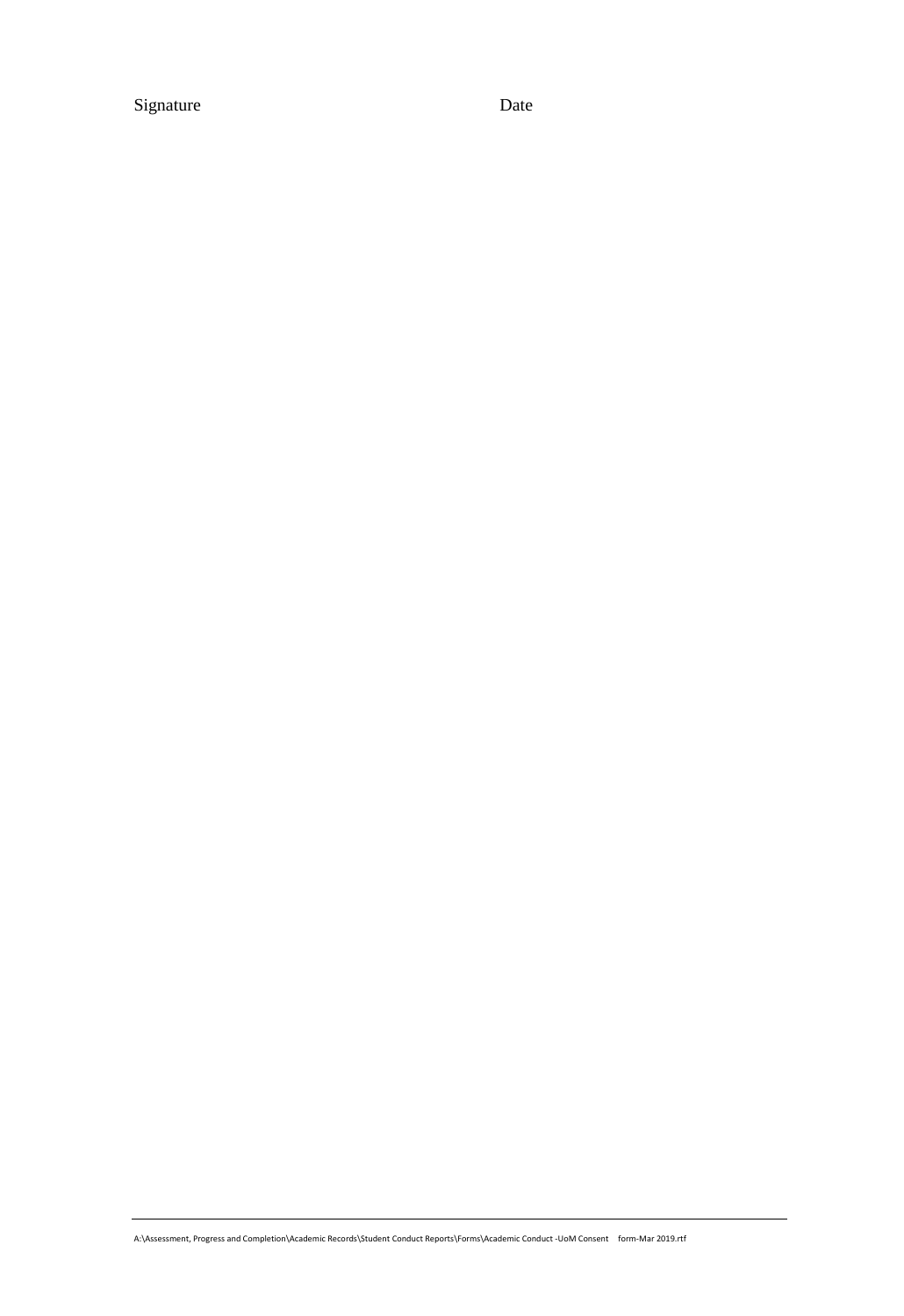Signature Date

A:\Assessment, Progress and Completion\Academic Records\Student Conduct Reports\Forms\Academic Conduct -UoM Consent form-Mar 2019.rtf